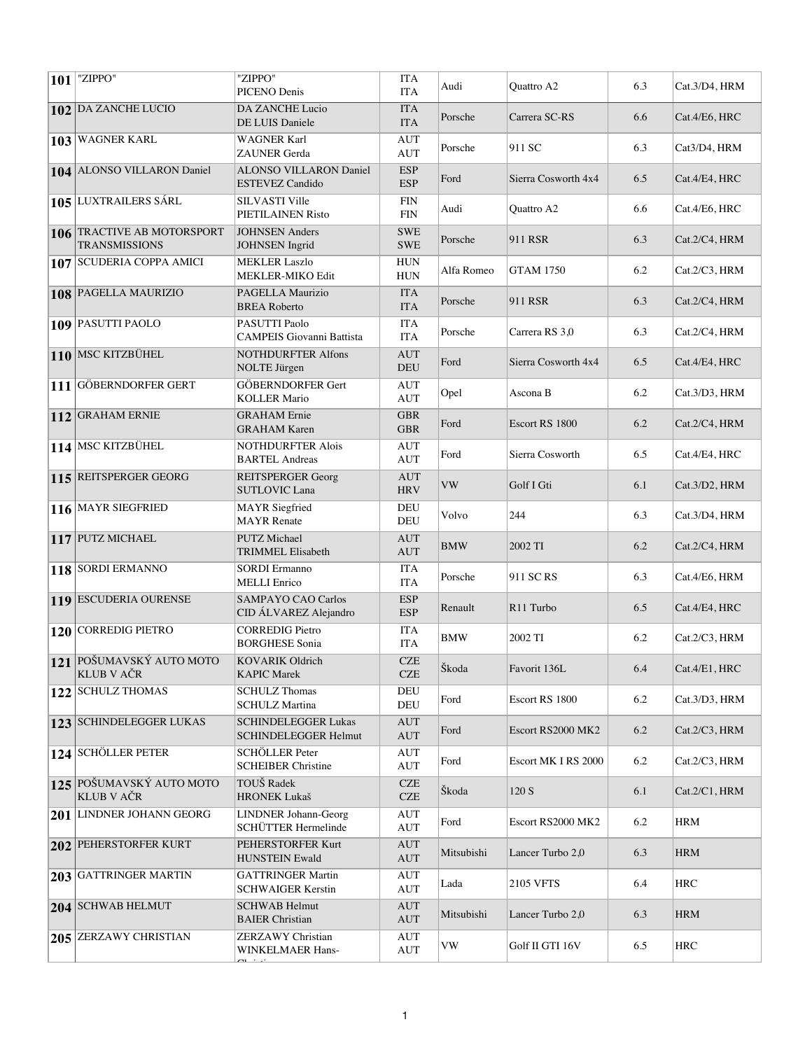| | | | | | | | |
|---|---|---|---|---|---|---|---|
| **101** | "ZIPPO" | "ZIPPO"<br>PICENO Denis | ITA<br>ITA | Audi | Quattro A2 | 6.3 | Cat.3/D4, HRM |
| **102** | DA ZANCHE LUCIO | DA ZANCHE Lucio<br>DE LUIS Daniele | ITA<br>ITA | Porsche | Carrera SC-RS | 6.6 | Cat.4/E6, HRC |
| **103** | WAGNER KARL | WAGNER Karl<br>ZAUNER Gerda | AUT<br>AUT | Porsche | 911 SC | 6.3 | Cat3/D4, HRM |
| **104** | ALONSO VILLARON Daniel | ALONSO VILLARON Daniel<br>ESTEVEZ Candido | ESP<br>ESP | Ford | Sierra Cosworth 4x4 | 6.5 | Cat.4/E4, HRC |
| **105** | LUXTRAILERS SÁRL | SILVASTI Ville<br>PIETILAINEN Risto | FIN<br>FIN | Audi | Quattro A2 | 6.6 | Cat.4/E6, HRC |
| **106** | TRACTIVE AB MOTORSPORT TRANSMISSIONS | JOHNSEN Anders<br>JOHNSEN Ingrid | SWE<br>SWE | Porsche | 911 RSR | 6.3 | Cat.2/C4, HRM |
| **107** | SCUDERIA COPPA AMICI | MEKLER Laszlo<br>MEKLER-MIKO Edit | HUN<br>HUN | Alfa Romeo | GTAM 1750 | 6.2 | Cat.2/C3, HRM |
| **108** | PAGELLA MAURIZIO | PAGELLA Maurizio<br>BREA Roberto | ITA<br>ITA | Porsche | 911 RSR | 6.3 | Cat.2/C4, HRM |
| **109** | PASUTTI PAOLO | PASUTTI Paolo<br>CAMPEIS Giovanni Battista | ITA<br>ITA | Porsche | Carrera RS 3,0 | 6.3 | Cat.2/C4, HRM |
| **110** | MSC KITZBÜHEL | NOTHDURFTER Alfons<br>NOLTE Jürgen | AUT<br>DEU | Ford | Sierra Cosworth 4x4 | 6.5 | Cat.4/E4, HRC |
| **111** | GÖBERNDORFER GERT | GÖBERNDORFER Gert<br>KOLLER Mario | AUT<br>AUT | Opel | Ascona B | 6.2 | Cat.3/D3, HRM |
| **112** | GRAHAM ERNIE | GRAHAM Ernie<br>GRAHAM Karen | GBR<br>GBR | Ford | Escort RS 1800 | 6.2 | Cat.2/C4, HRM |
| **114** | MSC KITZBÜHEL | NOTHDURFTER Alois<br>BARTEL Andreas | AUT<br>AUT | Ford | Sierra Cosworth | 6.5 | Cat.4/E4, HRC |
| **115** | REITSPERGER GEORG | REITSPERGER Georg<br>SUTLOVIC Lana | AUT<br>HRV | VW | Golf I Gti | 6.1 | Cat.3/D2, HRM |
| **116** | MAYR SIEGFRIED | MAYR Siegfried<br>MAYR Renate | DEU<br>DEU | Volvo | 244 | 6.3 | Cat.3/D4, HRM |
| **117** | PUTZ MICHAEL | PUTZ Michael<br>TRIMMEL Elisabeth | AUT<br>AUT | BMW | 2002 TI | 6.2 | Cat.2/C4, HRM |
| **118** | SORDI ERMANNO | SORDI Ermanno<br>MELLI Enrico | ITA<br>ITA | Porsche | 911 SC RS | 6.3 | Cat.4/E6, HRM |
| **119** | ESCUDERIA OURENSE | SAMPAYO CAO Carlos<br>CID ÁLVAREZ Alejandro | ESP<br>ESP | Renault | R11 Turbo | 6.5 | Cat.4/E4, HRC |
| **120** | CORREDIG PIETRO | CORREDIG Pietro<br>BORGHESE Sonia | ITA<br>ITA | BMW | 2002 TI | 6.2 | Cat.2/C3, HRM |
| **121** | POŠUMAVSKÝ AUTO MOTO KLUB V AČR | KOVARIK Oldrich<br>KAPIC Marek | CZE<br>CZE | Škoda | Favorit 136L | 6.4 | Cat.4/E1, HRC |
| **122** | SCHULZ THOMAS | SCHULZ Thomas<br>SCHULZ Martina | DEU<br>DEU | Ford | Escort RS 1800 | 6.2 | Cat.3/D3, HRM |
| **123** | SCHINDELEGGER LUKAS | SCHINDELEGGER Lukas<br>SCHINDELEGGER Helmut | AUT<br>AUT | Ford | Escort RS2000 MK2 | 6.2 | Cat.2/C3, HRM |
| **124** | SCHÖLLER PETER | SCHÖLLER Peter<br>SCHEIBER Christine | AUT<br>AUT | Ford | Escort MK I RS 2000 | 6.2 | Cat.2/C3, HRM |
| **125** | POŠUMAVSKÝ AUTO MOTO KLUB V AČR | TOUŠ Radek<br>HRONEK Lukaš | CZE<br>CZE | Škoda | 120 S | 6.1 | Cat.2/C1, HRM |
| **201** | LINDNER JOHANN GEORG | LINDNER Johann-Georg<br>SCHÜTTER Hermelinde | AUT<br>AUT | Ford | Escort RS2000 MK2 | 6.2 | HRM |
| **202** | PEHERSTORFER KURT | PEHERSTORFER Kurt<br>HUNSTEIN Ewald | AUT<br>AUT | Mitsubishi | Lancer Turbo 2,0 | 6.3 | HRM |
| **203** | GATTRINGER MARTIN | GATTRINGER Martin<br>SCHWAIGER Kerstin | AUT<br>AUT | Lada | 2105 VFTS | 6.4 | HRC |
| **204** | SCHWAB HELMUT | SCHWAB Helmut<br>BAIER Christian | AUT<br>AUT | Mitsubishi | Lancer Turbo 2,0 | 6.3 | HRM |
| **205** | ZERZAWY CHRISTIAN | ZERZAWY Christian<br>WINKELMAER Hans-Christian | AUT<br>AUT | VW | Golf II GTI 16V | 6.5 | HRC |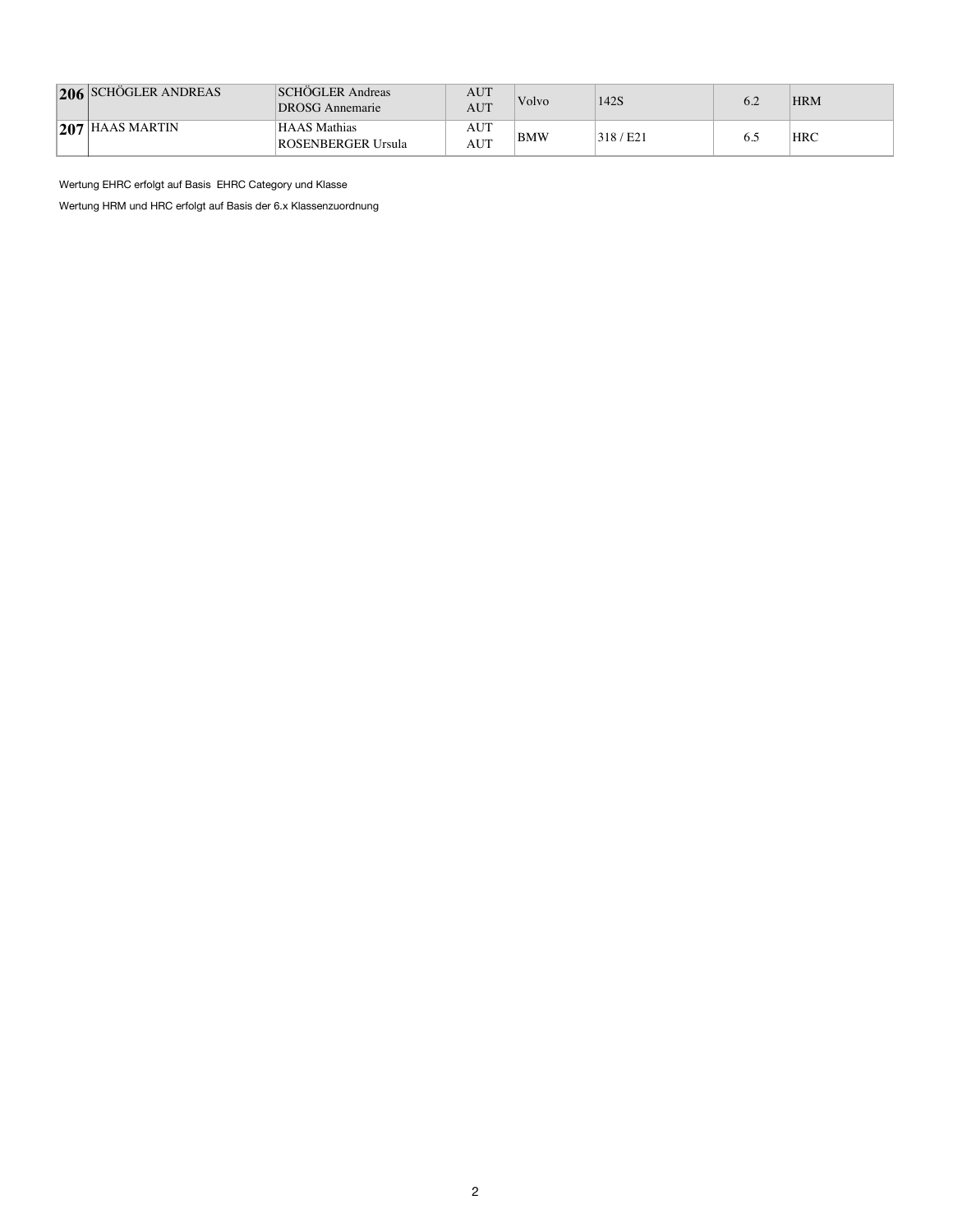| | | | | | | | |
|---|---|---|---|---|---|---|---|
| **206** | SCHÖGLER ANDREAS | SCHÖGLER Andreas<br>DROSG Annemarie | AUT<br>AUT | Volvo | 142S | 6.2 | HRM |
| **207** | HAAS MARTIN | HAAS Mathias<br>ROSENBERGER Ursula | AUT<br>AUT | BMW | 318 / E21 | 6.5 | HRC |

Wertung EHRC erfolgt auf Basis EHRC Category und Klasse

Wertung HRM und HRC erfolgt auf Basis der 6.x Klassenzuordnung